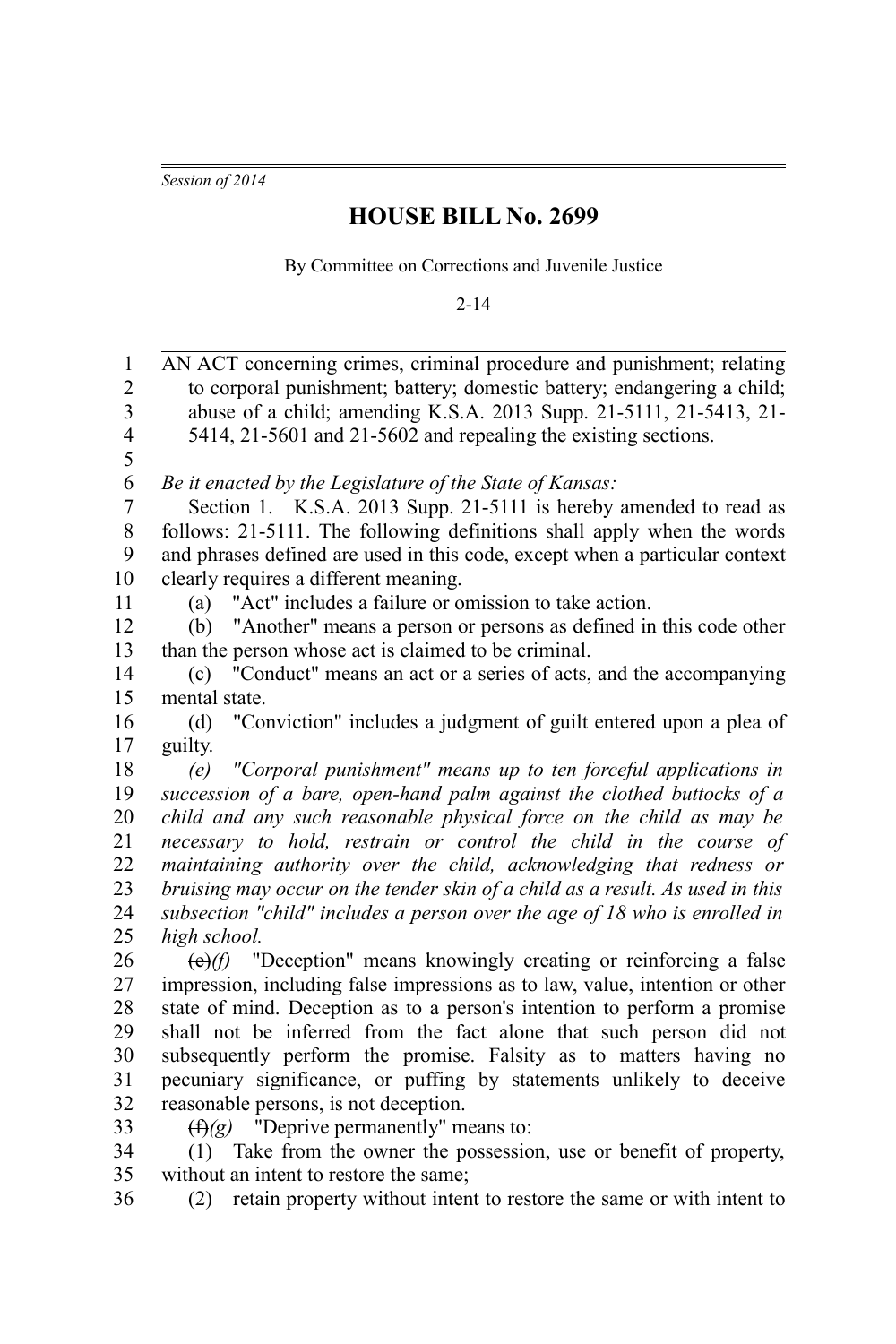*Session of 2014*

# HOUSE BILL No. 2699

By Committee on Corrections and Juvenile Justice

2-14

AN ACT concerning crimes, criminal procedure and punishment; relating to corporal punishment; battery; domestic battery; endangering a child; abuse of a child; amending K.S.A. 2013 Supp. 21-5111, 21-5413, 21-5414, 21-5601 and 21-5602 and repealing the existing sections.

*Be it enacted by the Legislature of the State of Kansas:*

Section 1. K.S.A. 2013 Supp. 21-5111 is hereby amended to read as follows: 21-5111. The following definitions shall apply when the words and phrases defined are used in this code, except when a particular context clearly requires a different meaning.

(a) "Act" includes a failure or omission to take action.

(b) "Another" means a person or persons as defined in this code other than the person whose act is claimed to be criminal.

(c) "Conduct" means an act or a series of acts, and the accompanying mental state.

(d) "Conviction" includes a judgment of guilt entered upon a plea of guilty.

*(e) "Corporal punishment" means up to ten forceful applications in succession of a bare, open-hand palm against the clothed buttocks of a child and any such reasonable physical force on the child as may be necessary to hold, restrain or control the child in the course of maintaining authority over the child, acknowledging that redness or bruising may occur on the tender skin of a child as a result. As used in this subsection "child" includes a person over the age of 18 who is enrolled in high school.*

~~(e)~~*(f)* "Deception" means knowingly creating or reinforcing a false impression, including false impressions as to law, value, intention or other state of mind. Deception as to a person's intention to perform a promise shall not be inferred from the fact alone that such person did not subsequently perform the promise. Falsity as to matters having no pecuniary significance, or puffing by statements unlikely to deceive reasonable persons, is not deception.

~~(f)~~*(g)* "Deprive permanently" means to:

(1) Take from the owner the possession, use or benefit of property, without an intent to restore the same;

(2) retain property without intent to restore the same or with intent to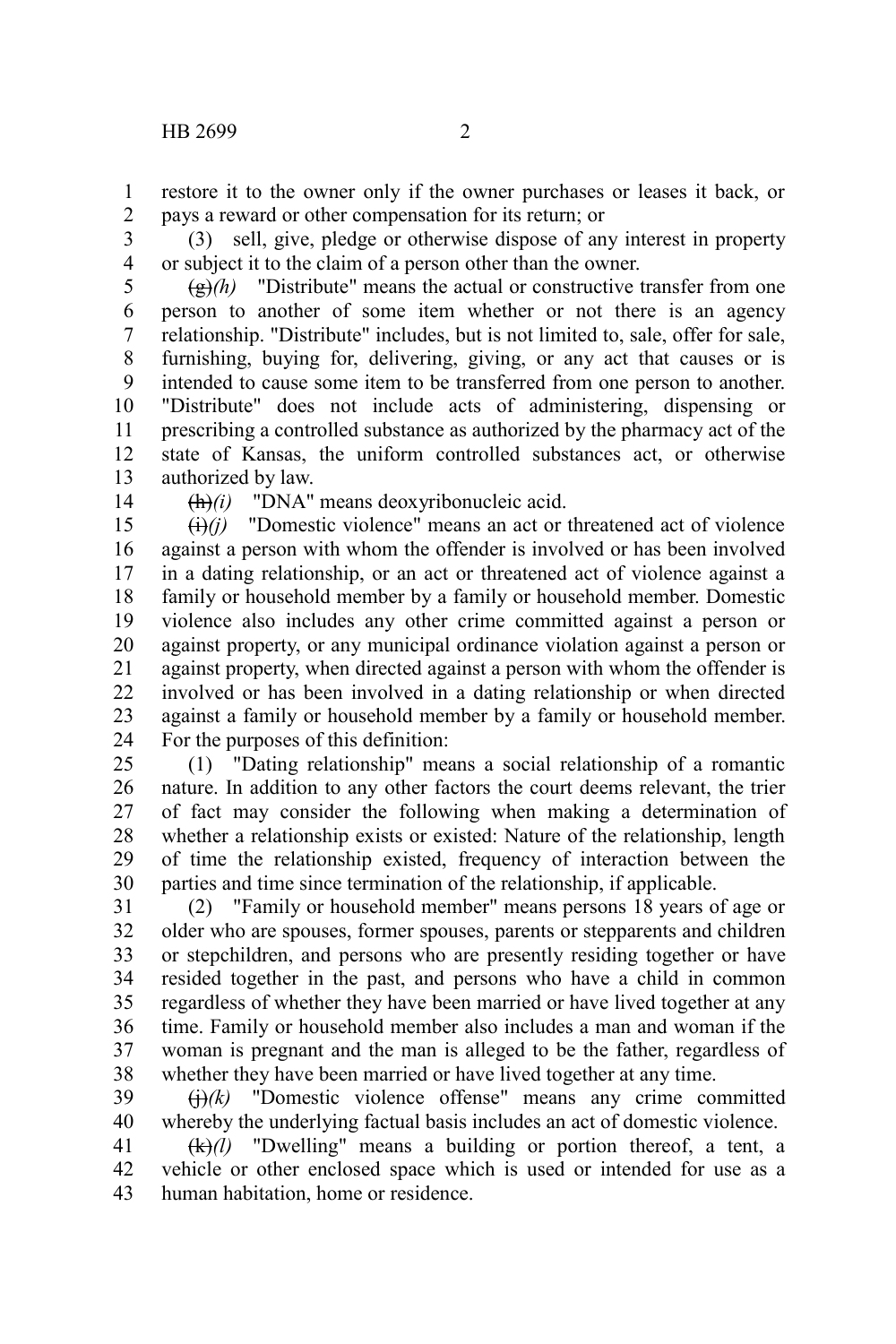restore it to the owner only if the owner purchases or leases it back, or pays a reward or other compensation for its return; or

(3) sell, give, pledge or otherwise dispose of any interest in property or subject it to the claim of a person other than the owner.

~~(g)~~*(h)* "Distribute" means the actual or constructive transfer from one person to another of some item whether or not there is an agency relationship. "Distribute" includes, but is not limited to, sale, offer for sale, furnishing, buying for, delivering, giving, or any act that causes or is intended to cause some item to be transferred from one person to another. "Distribute" does not include acts of administering, dispensing or prescribing a controlled substance as authorized by the pharmacy act of the state of Kansas, the uniform controlled substances act, or otherwise authorized by law.

~~(h)~~*(i)* "DNA" means deoxyribonucleic acid.

~~(i)~~*(j)* "Domestic violence" means an act or threatened act of violence against a person with whom the offender is involved or has been involved in a dating relationship, or an act or threatened act of violence against a family or household member by a family or household member. Domestic violence also includes any other crime committed against a person or against property, or any municipal ordinance violation against a person or against property, when directed against a person with whom the offender is involved or has been involved in a dating relationship or when directed against a family or household member by a family or household member. For the purposes of this definition:

(1) "Dating relationship" means a social relationship of a romantic nature. In addition to any other factors the court deems relevant, the trier of fact may consider the following when making a determination of whether a relationship exists or existed: Nature of the relationship, length of time the relationship existed, frequency of interaction between the parties and time since termination of the relationship, if applicable.

(2) "Family or household member" means persons 18 years of age or older who are spouses, former spouses, parents or stepparents and children or stepchildren, and persons who are presently residing together or have resided together in the past, and persons who have a child in common regardless of whether they have been married or have lived together at any time. Family or household member also includes a man and woman if the woman is pregnant and the man is alleged to be the father, regardless of whether they have been married or have lived together at any time.

~~(j)~~*(k)* "Domestic violence offense" means any crime committed whereby the underlying factual basis includes an act of domestic violence.

~~(k)~~*(l)* "Dwelling" means a building or portion thereof, a tent, a vehicle or other enclosed space which is used or intended for use as a human habitation, home or residence.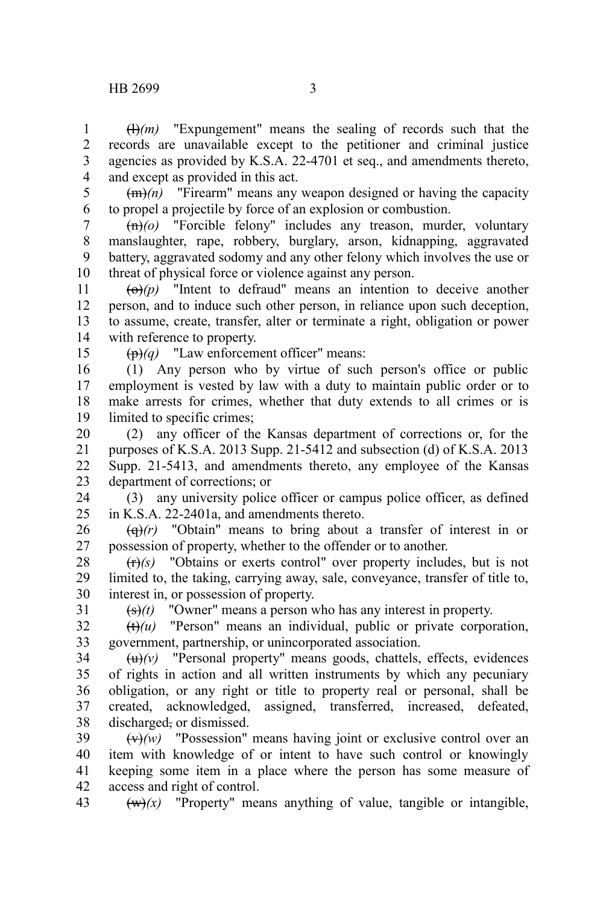~~(l)~~*(m)* "Expungement" means the sealing of records such that the records are unavailable except to the petitioner and criminal justice agencies as provided by K.S.A. 22-4701 et seq., and amendments thereto, and except as provided in this act.

~~(m)~~*(n)* "Firearm" means any weapon designed or having the capacity to propel a projectile by force of an explosion or combustion.

~~(n)~~*(o)* "Forcible felony" includes any treason, murder, voluntary manslaughter, rape, robbery, burglary, arson, kidnapping, aggravated battery, aggravated sodomy and any other felony which involves the use or threat of physical force or violence against any person.

~~(o)~~*(p)* "Intent to defraud" means an intention to deceive another person, and to induce such other person, in reliance upon such deception, to assume, create, transfer, alter or terminate a right, obligation or power with reference to property.

~~(p)~~*(q)* "Law enforcement officer" means:

(1) Any person who by virtue of such person's office or public employment is vested by law with a duty to maintain public order or to make arrests for crimes, whether that duty extends to all crimes or is limited to specific crimes;

(2) any officer of the Kansas department of corrections or, for the purposes of K.S.A. 2013 Supp. 21-5412 and subsection (d) of K.S.A. 2013 Supp. 21-5413, and amendments thereto, any employee of the Kansas department of corrections; or

(3) any university police officer or campus police officer, as defined in K.S.A. 22-2401a, and amendments thereto.

~~(q)~~*(r)* "Obtain" means to bring about a transfer of interest in or possession of property, whether to the offender or to another.

~~(r)~~*(s)* "Obtains or exerts control" over property includes, but is not limited to, the taking, carrying away, sale, conveyance, transfer of title to, interest in, or possession of property.

~~(s)~~*(t)* "Owner" means a person who has any interest in property.

~~(t)~~*(u)* "Person" means an individual, public or private corporation, government, partnership, or unincorporated association.

~~(u)~~*(v)* "Personal property" means goods, chattels, effects, evidences of rights in action and all written instruments by which any pecuniary obligation, or any right or title to property real or personal, shall be created, acknowledged, assigned, transferred, increased, defeated, discharged~~,~~ or dismissed.

~~(v)~~*(w)* "Possession" means having joint or exclusive control over an item with knowledge of or intent to have such control or knowingly keeping some item in a place where the person has some measure of access and right of control.

~~(w)~~*(x)* "Property" means anything of value, tangible or intangible,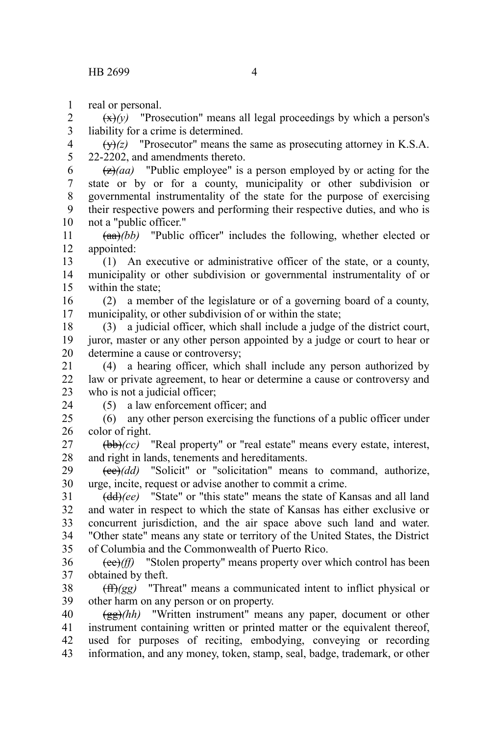real or personal.

~~(x)~~*(y)* "Prosecution" means all legal proceedings by which a person's liability for a crime is determined.

~~(y)~~*(z)* "Prosecutor" means the same as prosecuting attorney in K.S.A. 22-2202, and amendments thereto.

~~(z)~~*(aa)* "Public employee" is a person employed by or acting for the state or by or for a county, municipality or other subdivision or governmental instrumentality of the state for the purpose of exercising their respective powers and performing their respective duties, and who is not a "public officer."

~~(aa)~~*(bb)* "Public officer" includes the following, whether elected or appointed:

(1) An executive or administrative officer of the state, or a county, municipality or other subdivision or governmental instrumentality of or within the state;

(2) a member of the legislature or of a governing board of a county, municipality, or other subdivision of or within the state;

(3) a judicial officer, which shall include a judge of the district court, juror, master or any other person appointed by a judge or court to hear or determine a cause or controversy;

(4) a hearing officer, which shall include any person authorized by law or private agreement, to hear or determine a cause or controversy and who is not a judicial officer;

(5) a law enforcement officer; and

(6) any other person exercising the functions of a public officer under color of right.

~~(bb)~~*(cc)* "Real property" or "real estate" means every estate, interest, and right in lands, tenements and hereditaments.

~~(cc)~~*(dd)* "Solicit" or "solicitation" means to command, authorize, urge, incite, request or advise another to commit a crime.

~~(dd)~~*(ee)* "State" or "this state" means the state of Kansas and all land and water in respect to which the state of Kansas has either exclusive or concurrent jurisdiction, and the air space above such land and water. "Other state" means any state or territory of the United States, the District of Columbia and the Commonwealth of Puerto Rico.

~~(ee)~~*(ff)* "Stolen property" means property over which control has been obtained by theft.

~~(ff)~~*(gg)* "Threat" means a communicated intent to inflict physical or other harm on any person or on property.

~~(gg)~~*(hh)* "Written instrument" means any paper, document or other instrument containing written or printed matter or the equivalent thereof, used for purposes of reciting, embodying, conveying or recording information, and any money, token, stamp, seal, badge, trademark, or other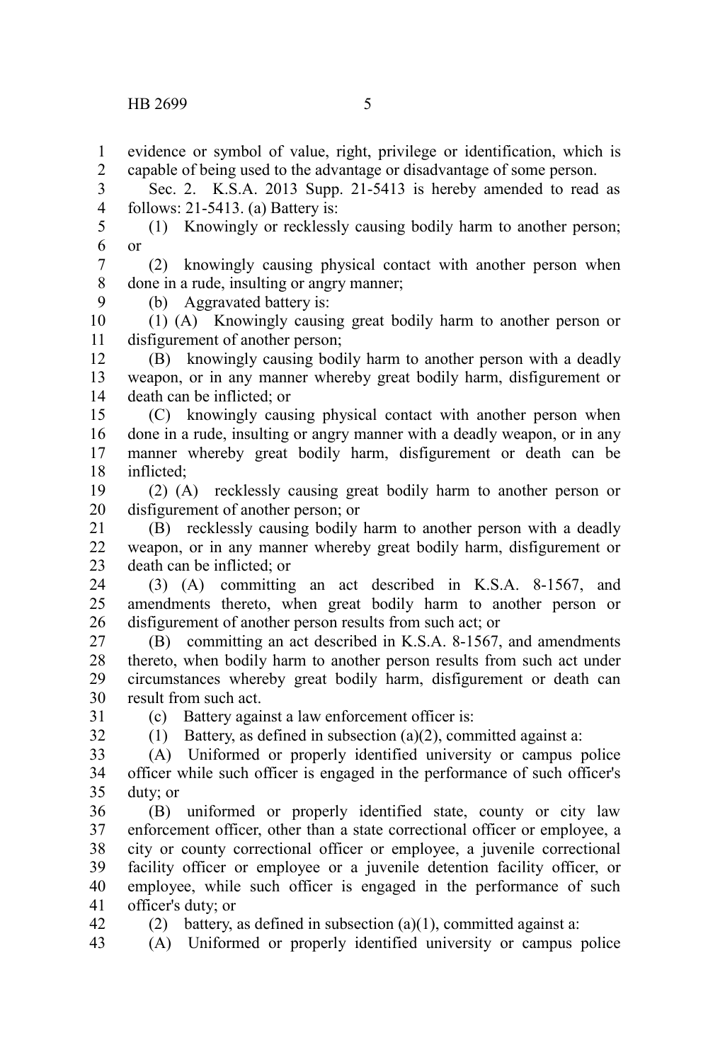evidence or symbol of value, right, privilege or identification, which is capable of being used to the advantage or disadvantage of some person.

Sec. 2. K.S.A. 2013 Supp. 21-5413 is hereby amended to read as follows: 21-5413. (a) Battery is:

(1) Knowingly or recklessly causing bodily harm to another person; or

(2) knowingly causing physical contact with another person when done in a rude, insulting or angry manner;

(b) Aggravated battery is:

(1) (A) Knowingly causing great bodily harm to another person or disfigurement of another person;

(B) knowingly causing bodily harm to another person with a deadly weapon, or in any manner whereby great bodily harm, disfigurement or death can be inflicted; or

(C) knowingly causing physical contact with another person when done in a rude, insulting or angry manner with a deadly weapon, or in any manner whereby great bodily harm, disfigurement or death can be inflicted;

(2) (A) recklessly causing great bodily harm to another person or disfigurement of another person; or

(B) recklessly causing bodily harm to another person with a deadly weapon, or in any manner whereby great bodily harm, disfigurement or death can be inflicted; or

(3) (A) committing an act described in K.S.A. 8-1567, and amendments thereto, when great bodily harm to another person or disfigurement of another person results from such act; or

(B) committing an act described in K.S.A. 8-1567, and amendments thereto, when bodily harm to another person results from such act under circumstances whereby great bodily harm, disfigurement or death can result from such act.

(c) Battery against a law enforcement officer is:

(1) Battery, as defined in subsection (a)(2), committed against a:

(A) Uniformed or properly identified university or campus police officer while such officer is engaged in the performance of such officer's duty; or

(B) uniformed or properly identified state, county or city law enforcement officer, other than a state correctional officer or employee, a city or county correctional officer or employee, a juvenile correctional facility officer or employee or a juvenile detention facility officer, or employee, while such officer is engaged in the performance of such officer's duty; or

(2) battery, as defined in subsection (a)(1), committed against a:

(A) Uniformed or properly identified university or campus police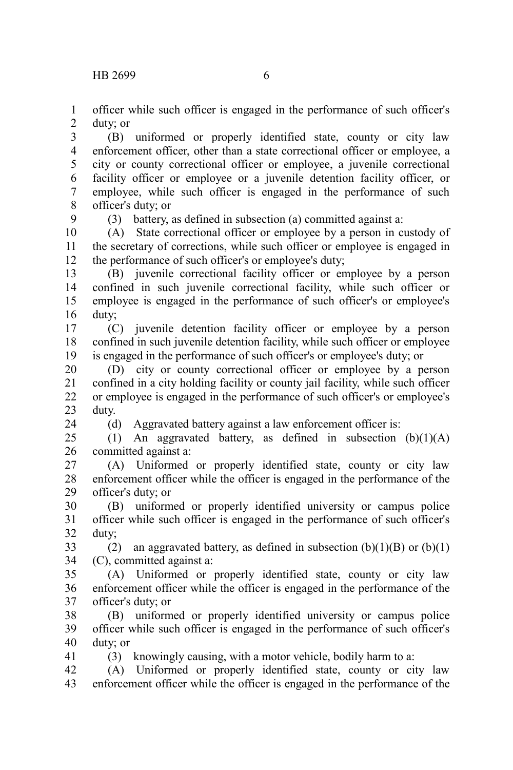officer while such officer is engaged in the performance of such officer's duty; or

(B) uniformed or properly identified state, county or city law enforcement officer, other than a state correctional officer or employee, a city or county correctional officer or employee, a juvenile correctional facility officer or employee or a juvenile detention facility officer, or employee, while such officer is engaged in the performance of such officer's duty; or

(3) battery, as defined in subsection (a) committed against a:

(A) State correctional officer or employee by a person in custody of the secretary of corrections, while such officer or employee is engaged in the performance of such officer's or employee's duty;

(B) juvenile correctional facility officer or employee by a person confined in such juvenile correctional facility, while such officer or employee is engaged in the performance of such officer's or employee's duty;

(C) juvenile detention facility officer or employee by a person confined in such juvenile detention facility, while such officer or employee is engaged in the performance of such officer's or employee's duty; or

(D) city or county correctional officer or employee by a person confined in a city holding facility or county jail facility, while such officer or employee is engaged in the performance of such officer's or employee's duty.

(d) Aggravated battery against a law enforcement officer is:

(1) An aggravated battery, as defined in subsection (b)(1)(A) committed against a:

(A) Uniformed or properly identified state, county or city law enforcement officer while the officer is engaged in the performance of the officer's duty; or

(B) uniformed or properly identified university or campus police officer while such officer is engaged in the performance of such officer's duty;

(2) an aggravated battery, as defined in subsection (b)(1)(B) or (b)(1)(C), committed against a:

(A) Uniformed or properly identified state, county or city law enforcement officer while the officer is engaged in the performance of the officer's duty; or

(B) uniformed or properly identified university or campus police officer while such officer is engaged in the performance of such officer's duty; or

(3) knowingly causing, with a motor vehicle, bodily harm to a:

(A) Uniformed or properly identified state, county or city law enforcement officer while the officer is engaged in the performance of the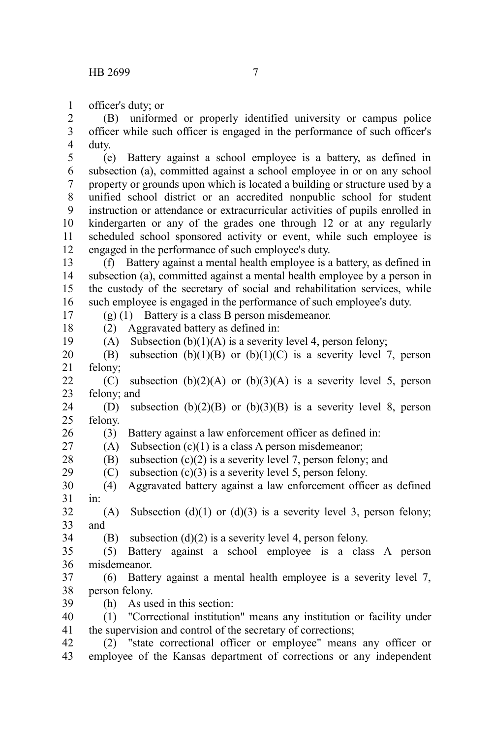officer's duty; or

(B) uniformed or properly identified university or campus police officer while such officer is engaged in the performance of such officer's duty.

(e) Battery against a school employee is a battery, as defined in subsection (a), committed against a school employee in or on any school property or grounds upon which is located a building or structure used by a unified school district or an accredited nonpublic school for student instruction or attendance or extracurricular activities of pupils enrolled in kindergarten or any of the grades one through 12 or at any regularly scheduled school sponsored activity or event, while such employee is engaged in the performance of such employee's duty.

(f) Battery against a mental health employee is a battery, as defined in subsection (a), committed against a mental health employee by a person in the custody of the secretary of social and rehabilitation services, while such employee is engaged in the performance of such employee's duty.

(g) (1) Battery is a class B person misdemeanor.

(2) Aggravated battery as defined in:

(A) Subsection (b)(1)(A) is a severity level 4, person felony;

(B) subsection (b)(1)(B) or (b)(1)(C) is a severity level 7, person felony;

(C) subsection (b)(2)(A) or (b)(3)(A) is a severity level 5, person felony; and

(D) subsection (b)(2)(B) or (b)(3)(B) is a severity level 8, person felony.

(3) Battery against a law enforcement officer as defined in:

(A) Subsection (c)(1) is a class A person misdemeanor;

(B) subsection (c)(2) is a severity level 7, person felony; and

(C) subsection (c)(3) is a severity level 5, person felony.

(4) Aggravated battery against a law enforcement officer as defined in:

(A) Subsection (d)(1) or (d)(3) is a severity level 3, person felony; and

(B) subsection (d)(2) is a severity level 4, person felony.

(5) Battery against a school employee is a class A person misdemeanor.

(6) Battery against a mental health employee is a severity level 7, person felony.

(h) As used in this section:

(1) "Correctional institution" means any institution or facility under the supervision and control of the secretary of corrections;

(2) "state correctional officer or employee" means any officer or employee of the Kansas department of corrections or any independent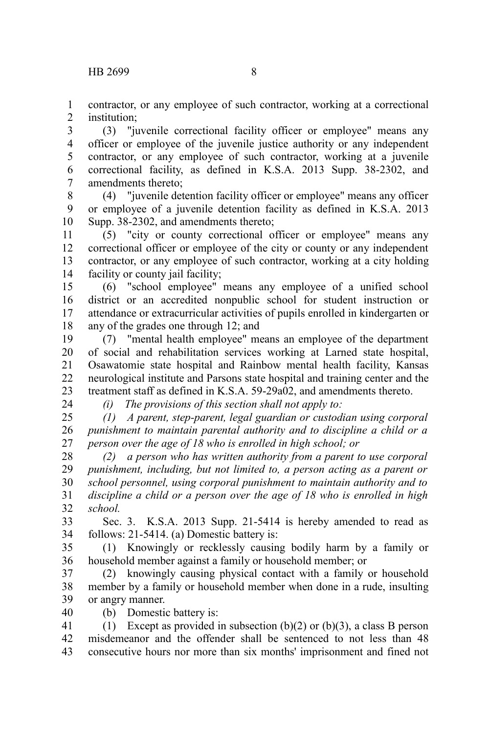contractor, or any employee of such contractor, working at a correctional institution;

(3) "juvenile correctional facility officer or employee" means any officer or employee of the juvenile justice authority or any independent contractor, or any employee of such contractor, working at a juvenile correctional facility, as defined in K.S.A. 2013 Supp. 38-2302, and amendments thereto;

(4) "juvenile detention facility officer or employee" means any officer or employee of a juvenile detention facility as defined in K.S.A. 2013 Supp. 38-2302, and amendments thereto;

(5) "city or county correctional officer or employee" means any correctional officer or employee of the city or county or any independent contractor, or any employee of such contractor, working at a city holding facility or county jail facility;

(6) "school employee" means any employee of a unified school district or an accredited nonpublic school for student instruction or attendance or extracurricular activities of pupils enrolled in kindergarten or any of the grades one through 12; and

(7) "mental health employee" means an employee of the department of social and rehabilitation services working at Larned state hospital, Osawatomie state hospital and Rainbow mental health facility, Kansas neurological institute and Parsons state hospital and training center and the treatment staff as defined in K.S.A. 59-29a02, and amendments thereto.

*(i) The provisions of this section shall not apply to:*

*(1) A parent, step-parent, legal guardian or custodian using corporal punishment to maintain parental authority and to discipline a child or a person over the age of 18 who is enrolled in high school; or*

*(2) a person who has written authority from a parent to use corporal punishment, including, but not limited to, a person acting as a parent or school personnel, using corporal punishment to maintain authority and to discipline a child or a person over the age of 18 who is enrolled in high school.*

Sec. 3. K.S.A. 2013 Supp. 21-5414 is hereby amended to read as follows: 21-5414. (a) Domestic battery is:

(1) Knowingly or recklessly causing bodily harm by a family or household member against a family or household member; or

(2) knowingly causing physical contact with a family or household member by a family or household member when done in a rude, insulting or angry manner.

(b) Domestic battery is:

(1) Except as provided in subsection (b)(2) or (b)(3), a class B person misdemeanor and the offender shall be sentenced to not less than 48 consecutive hours nor more than six months' imprisonment and fined not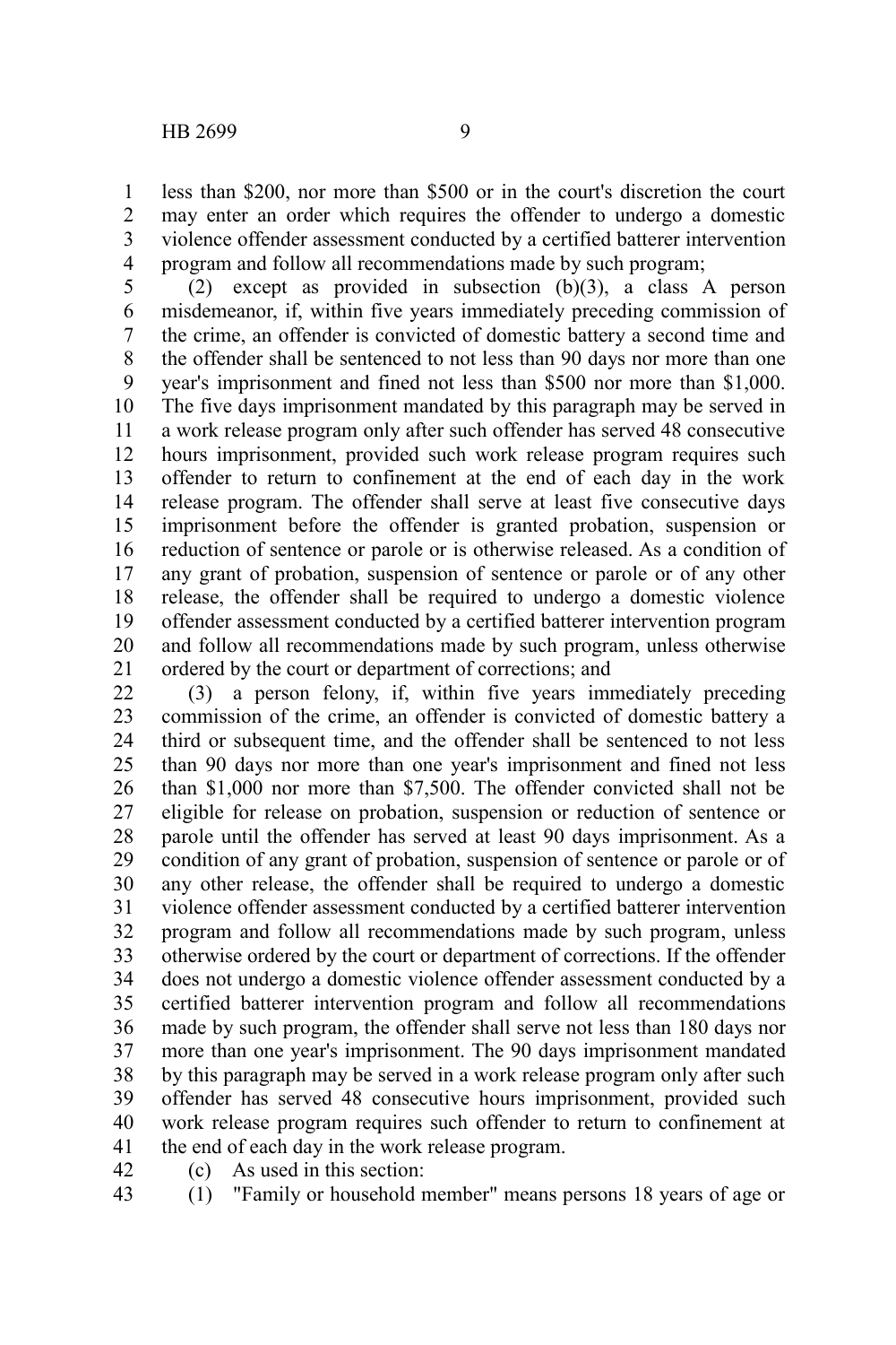less than $200, nor more than $500 or in the court's discretion the court may enter an order which requires the offender to undergo a domestic violence offender assessment conducted by a certified batterer intervention program and follow all recommendations made by such program;

(2) except as provided in subsection (b)(3), a class A person misdemeanor, if, within five years immediately preceding commission of the crime, an offender is convicted of domestic battery a second time and the offender shall be sentenced to not less than 90 days nor more than one year's imprisonment and fined not less than $500 nor more than $1,000. The five days imprisonment mandated by this paragraph may be served in a work release program only after such offender has served 48 consecutive hours imprisonment, provided such work release program requires such offender to return to confinement at the end of each day in the work release program. The offender shall serve at least five consecutive days imprisonment before the offender is granted probation, suspension or reduction of sentence or parole or is otherwise released. As a condition of any grant of probation, suspension of sentence or parole or of any other release, the offender shall be required to undergo a domestic violence offender assessment conducted by a certified batterer intervention program and follow all recommendations made by such program, unless otherwise ordered by the court or department of corrections; and

(3) a person felony, if, within five years immediately preceding commission of the crime, an offender is convicted of domestic battery a third or subsequent time, and the offender shall be sentenced to not less than 90 days nor more than one year's imprisonment and fined not less than $1,000 nor more than $7,500. The offender convicted shall not be eligible for release on probation, suspension or reduction of sentence or parole until the offender has served at least 90 days imprisonment. As a condition of any grant of probation, suspension of sentence or parole or of any other release, the offender shall be required to undergo a domestic violence offender assessment conducted by a certified batterer intervention program and follow all recommendations made by such program, unless otherwise ordered by the court or department of corrections. If the offender does not undergo a domestic violence offender assessment conducted by a certified batterer intervention program and follow all recommendations made by such program, the offender shall serve not less than 180 days nor more than one year's imprisonment. The 90 days imprisonment mandated by this paragraph may be served in a work release program only after such offender has served 48 consecutive hours imprisonment, provided such work release program requires such offender to return to confinement at the end of each day in the work release program.

(c) As used in this section:

(1) "Family or household member" means persons 18 years of age or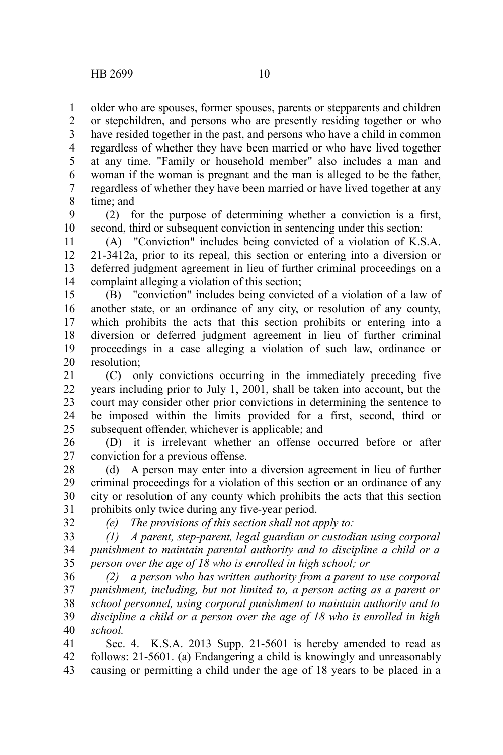older who are spouses, former spouses, parents or stepparents and children or stepchildren, and persons who are presently residing together or who have resided together in the past, and persons who have a child in common regardless of whether they have been married or who have lived together at any time. "Family or household member" also includes a man and woman if the woman is pregnant and the man is alleged to be the father, regardless of whether they have been married or have lived together at any time; and

(2) for the purpose of determining whether a conviction is a first, second, third or subsequent conviction in sentencing under this section:

(A) "Conviction" includes being convicted of a violation of K.S.A. 21-3412a, prior to its repeal, this section or entering into a diversion or deferred judgment agreement in lieu of further criminal proceedings on a complaint alleging a violation of this section;

(B) "conviction" includes being convicted of a violation of a law of another state, or an ordinance of any city, or resolution of any county, which prohibits the acts that this section prohibits or entering into a diversion or deferred judgment agreement in lieu of further criminal proceedings in a case alleging a violation of such law, ordinance or resolution;

(C) only convictions occurring in the immediately preceding five years including prior to July 1, 2001, shall be taken into account, but the court may consider other prior convictions in determining the sentence to be imposed within the limits provided for a first, second, third or subsequent offender, whichever is applicable; and

(D) it is irrelevant whether an offense occurred before or after conviction for a previous offense.

(d) A person may enter into a diversion agreement in lieu of further criminal proceedings for a violation of this section or an ordinance of any city or resolution of any county which prohibits the acts that this section prohibits only twice during any five-year period.

*(e) The provisions of this section shall not apply to:*

*(1) A parent, step-parent, legal guardian or custodian using corporal punishment to maintain parental authority and to discipline a child or a person over the age of 18 who is enrolled in high school; or*

*(2) a person who has written authority from a parent to use corporal punishment, including, but not limited to, a person acting as a parent or school personnel, using corporal punishment to maintain authority and to discipline a child or a person over the age of 18 who is enrolled in high school.*

Sec. 4. K.S.A. 2013 Supp. 21-5601 is hereby amended to read as follows: 21-5601. (a) Endangering a child is knowingly and unreasonably causing or permitting a child under the age of 18 years to be placed in a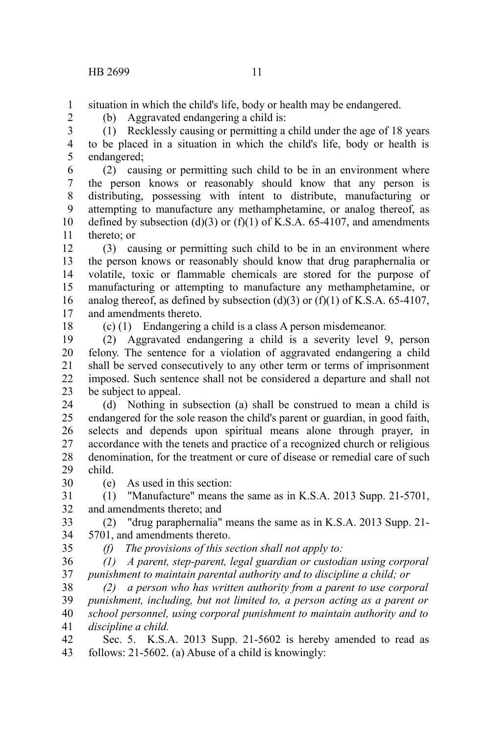situation in which the child's life, body or health may be endangered.

(b) Aggravated endangering a child is:

(1) Recklessly causing or permitting a child under the age of 18 years to be placed in a situation in which the child's life, body or health is endangered;

(2) causing or permitting such child to be in an environment where the person knows or reasonably should know that any person is distributing, possessing with intent to distribute, manufacturing or attempting to manufacture any methamphetamine, or analog thereof, as defined by subsection (d)(3) or (f)(1) of K.S.A. 65-4107, and amendments thereto; or

(3) causing or permitting such child to be in an environment where the person knows or reasonably should know that drug paraphernalia or volatile, toxic or flammable chemicals are stored for the purpose of manufacturing or attempting to manufacture any methamphetamine, or analog thereof, as defined by subsection (d)(3) or (f)(1) of K.S.A. 65-4107, and amendments thereto.

(c) (1) Endangering a child is a class A person misdemeanor.

(2) Aggravated endangering a child is a severity level 9, person felony. The sentence for a violation of aggravated endangering a child shall be served consecutively to any other term or terms of imprisonment imposed. Such sentence shall not be considered a departure and shall not be subject to appeal.

(d) Nothing in subsection (a) shall be construed to mean a child is endangered for the sole reason the child's parent or guardian, in good faith, selects and depends upon spiritual means alone through prayer, in accordance with the tenets and practice of a recognized church or religious denomination, for the treatment or cure of disease or remedial care of such child.

(e) As used in this section:

(1) "Manufacture" means the same as in K.S.A. 2013 Supp. 21-5701, and amendments thereto; and

(2) "drug paraphernalia" means the same as in K.S.A. 2013 Supp. 21-5701, and amendments thereto.

*(f) The provisions of this section shall not apply to:*

*(1) A parent, step-parent, legal guardian or custodian using corporal punishment to maintain parental authority and to discipline a child; or*

*(2) a person who has written authority from a parent to use corporal punishment, including, but not limited to, a person acting as a parent or school personnel, using corporal punishment to maintain authority and to discipline a child.*

Sec. 5. K.S.A. 2013 Supp. 21-5602 is hereby amended to read as follows: 21-5602. (a) Abuse of a child is knowingly: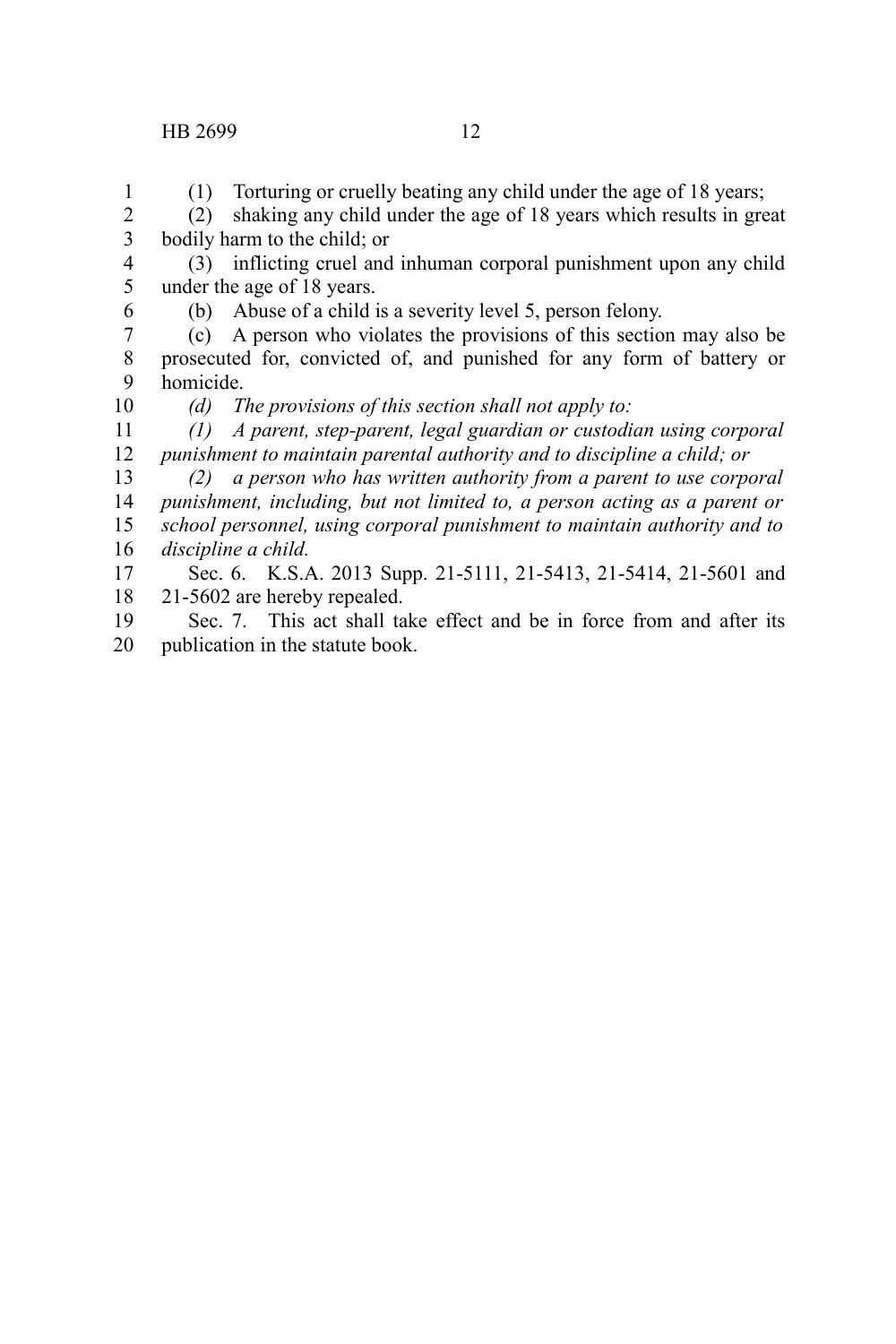(1) Torturing or cruelly beating any child under the age of 18 years;

(2) shaking any child under the age of 18 years which results in great bodily harm to the child; or

(3) inflicting cruel and inhuman corporal punishment upon any child under the age of 18 years.

(b) Abuse of a child is a severity level 5, person felony.

(c) A person who violates the provisions of this section may also be prosecuted for, convicted of, and punished for any form of battery or homicide.

*(d) The provisions of this section shall not apply to:*

*(1) A parent, step-parent, legal guardian or custodian using corporal punishment to maintain parental authority and to discipline a child; or*

*(2) a person who has written authority from a parent to use corporal punishment, including, but not limited to, a person acting as a parent or school personnel, using corporal punishment to maintain authority and to discipline a child.*

Sec. 6. K.S.A. 2013 Supp. 21-5111, 21-5413, 21-5414, 21-5601 and 21-5602 are hereby repealed.

Sec. 7. This act shall take effect and be in force from and after its publication in the statute book.